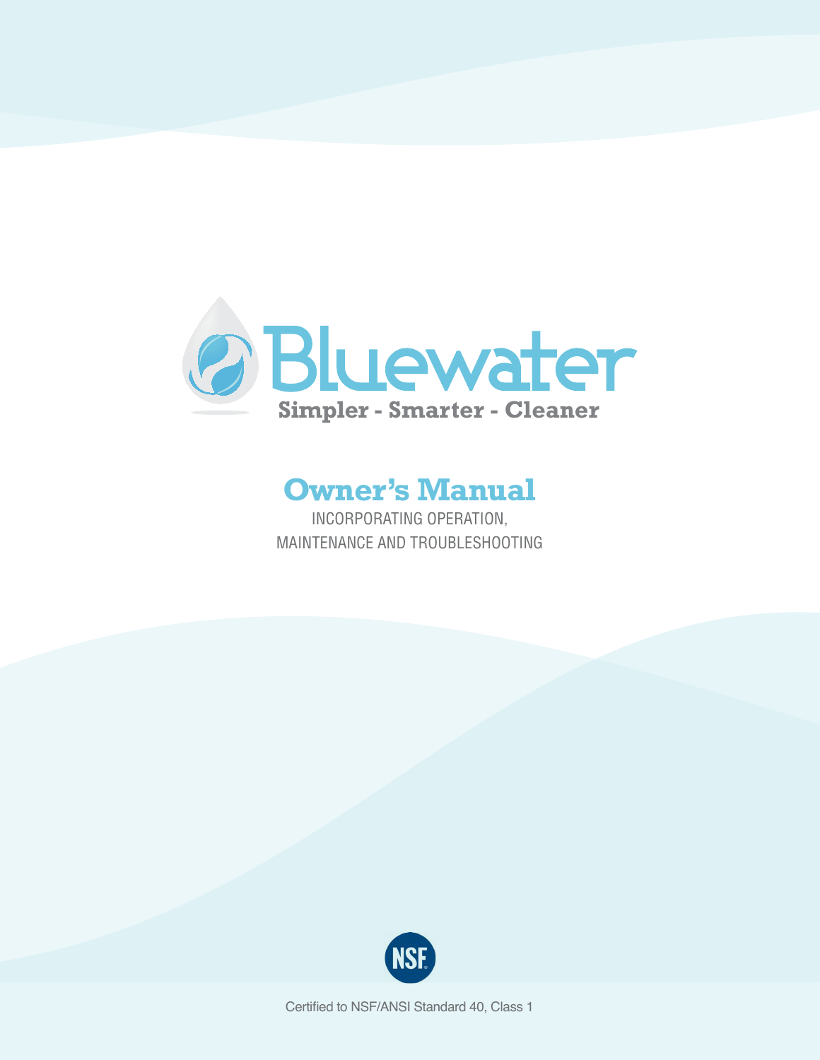# Bluewater

Simpler - Smarter - Cleaner

## Owner's Manual

INCORPORATING OPERATION,
MAINTENANCE AND TROUBLESHOOTING

NSF

Certified to NSF/ANSI Standard 40, Class 1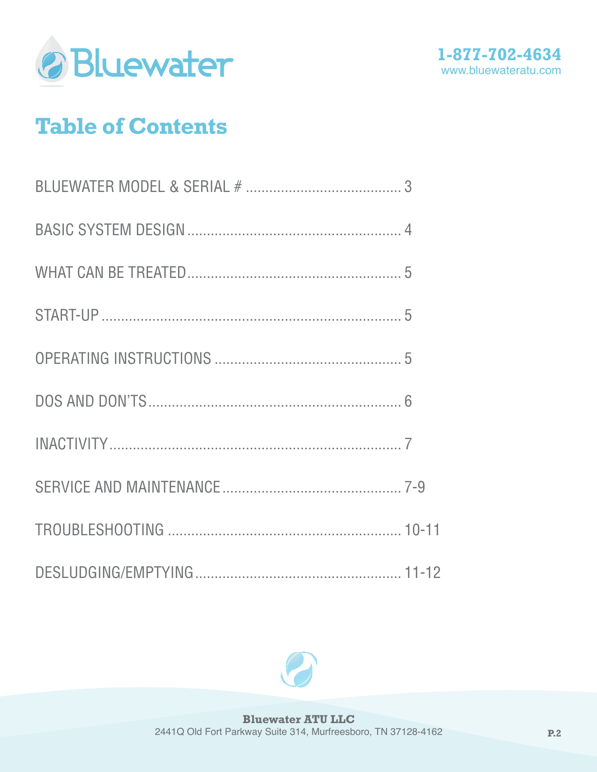# Table of Contents

| Section | Page |
| --- | --- |
| BLUEWATER MODEL & SERIAL # | 3 |
| BASIC SYSTEM DESIGN | 4 |
| WHAT CAN BE TREATED | 5 |
| START-UP | 5 |
| OPERATING INSTRUCTIONS | 5 |
| DOS AND DON'TS | 6 |
| INACTIVITY | 7 |
| SERVICE AND MAINTENANCE | 7-9 |
| TROUBLESHOOTING | 10-11 |
| DESLUDGING/EMPTYING | 11-12 |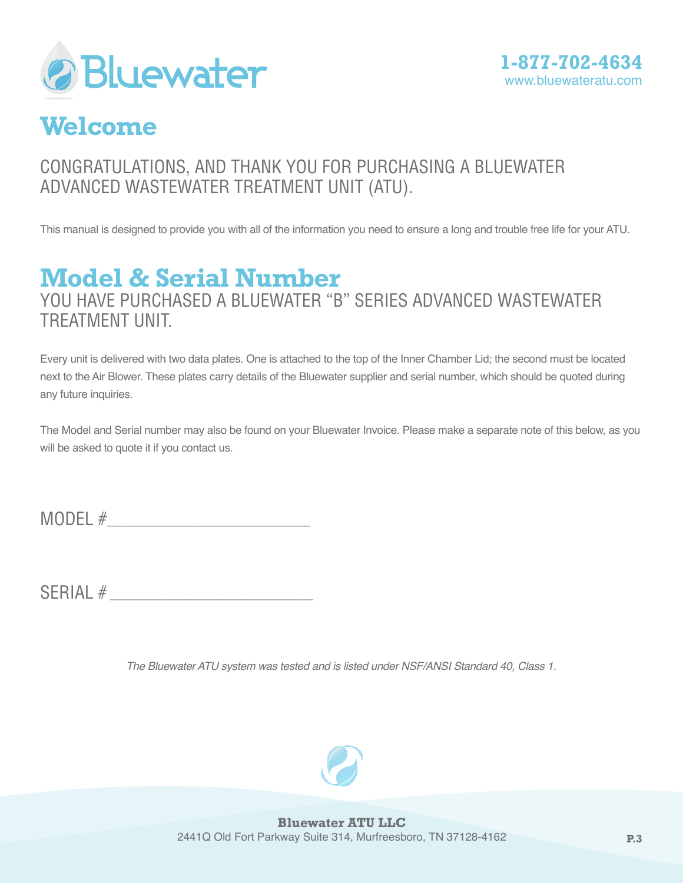# Welcome

## CONGRATULATIONS, AND THANK YOU FOR PURCHASING A BLUEWATER ADVANCED WASTEWATER TREATMENT UNIT (ATU).

This manual is designed to provide you with all of the information you need to ensure a long and trouble free life for your ATU.

# Model & Serial Number

## YOU HAVE PURCHASED A BLUEWATER "B" SERIES ADVANCED WASTEWATER TREATMENT UNIT.

Every unit is delivered with two data plates. One is attached to the top of the Inner Chamber Lid; the second must be located next to the Air Blower. These plates carry details of the Bluewater supplier and serial number, which should be quoted during any future inquiries.

The Model and Serial number may also be found on your Bluewater Invoice. Please make a separate note of this below, as you will be asked to quote it if you contact us.

MODEL #________________________

SERIAL # ________________________

*The Bluewater ATU system was tested and is listed under NSF/ANSI Standard 40, Class 1.*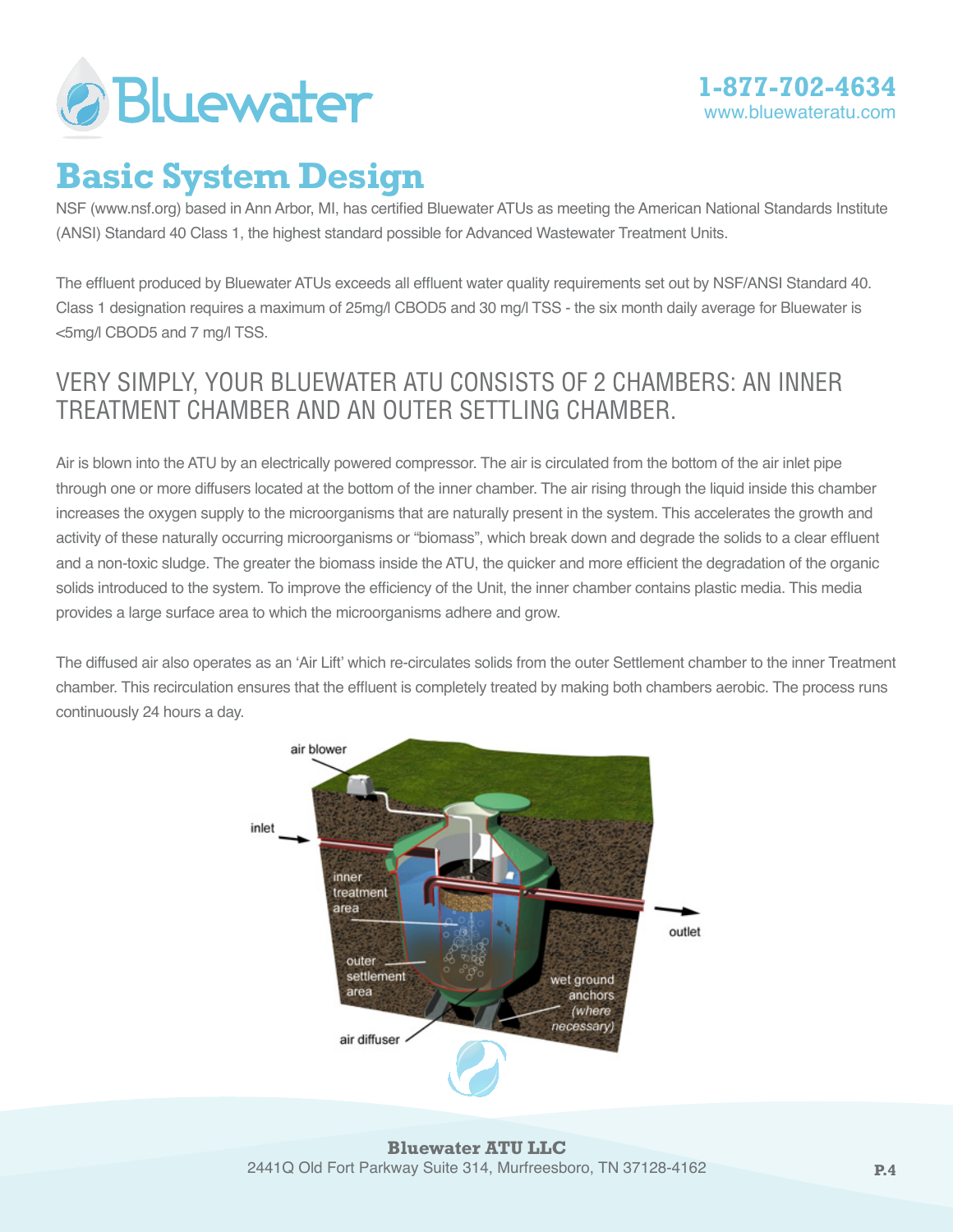# Basic System Design

NSF (www.nsf.org) based in Ann Arbor, MI, has certified Bluewater ATUs as meeting the American National Standards Institute (ANSI) Standard 40 Class 1, the highest standard possible for Advanced Wastewater Treatment Units.

The effluent produced by Bluewater ATUs exceeds all effluent water quality requirements set out by NSF/ANSI Standard 40. Class 1 designation requires a maximum of 25mg/l CBOD5 and 30 mg/l TSS - the six month daily average for Bluewater is <5mg/l CBOD5 and 7 mg/l TSS.

## VERY SIMPLY, YOUR BLUEWATER ATU CONSISTS OF 2 CHAMBERS: AN INNER TREATMENT CHAMBER AND AN OUTER SETTLING CHAMBER.

Air is blown into the ATU by an electrically powered compressor. The air is circulated from the bottom of the air inlet pipe through one or more diffusers located at the bottom of the inner chamber. The air rising through the liquid inside this chamber increases the oxygen supply to the microorganisms that are naturally present in the system. This accelerates the growth and activity of these naturally occurring microorganisms or "biomass", which break down and degrade the solids to a clear effluent and a non-toxic sludge. The greater the biomass inside the ATU, the quicker and more efficient the degradation of the organic solids introduced to the system. To improve the efficiency of the Unit, the inner chamber contains plastic media. This media provides a large surface area to which the microorganisms adhere and grow.

The diffused air also operates as an 'Air Lift' which re-circulates solids from the outer Settlement chamber to the inner Treatment chamber. This recirculation ensures that the effluent is completely treated by making both chambers aerobic. The process runs continuously 24 hours a day.

Bluewater ATU LLC
2441Q Old Fort Parkway Suite 314, Murfreesboro, TN 37128-4162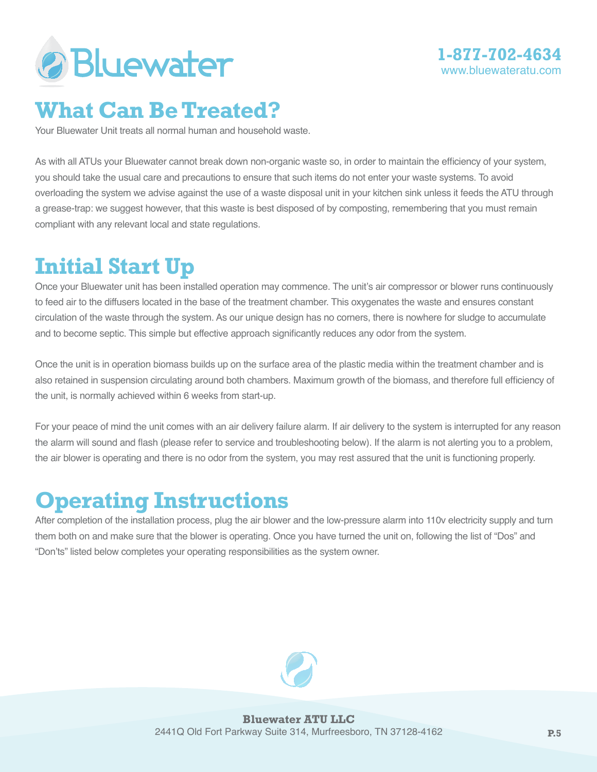## What Can Be Treated?

Your Bluewater Unit treats all normal human and household waste.

As with all ATUs your Bluewater cannot break down non-organic waste so, in order to maintain the efficiency of your system, you should take the usual care and precautions to ensure that such items do not enter your waste systems. To avoid overloading the system we advise against the use of a waste disposal unit in your kitchen sink unless it feeds the ATU through a grease-trap: we suggest however, that this waste is best disposed of by composting, remembering that you must remain compliant with any relevant local and state regulations.

## Initial Start Up

Once your Bluewater unit has been installed operation may commence. The unit's air compressor or blower runs continuously to feed air to the diffusers located in the base of the treatment chamber. This oxygenates the waste and ensures constant circulation of the waste through the system. As our unique design has no corners, there is nowhere for sludge to accumulate and to become septic. This simple but effective approach significantly reduces any odor from the system.

Once the unit is in operation biomass builds up on the surface area of the plastic media within the treatment chamber and is also retained in suspension circulating around both chambers. Maximum growth of the biomass, and therefore full efficiency of the unit, is normally achieved within 6 weeks from start-up.

For your peace of mind the unit comes with an air delivery failure alarm. If air delivery to the system is interrupted for any reason the alarm will sound and flash (please refer to service and troubleshooting below). If the alarm is not alerting you to a problem, the air blower is operating and there is no odor from the system, you may rest assured that the unit is functioning properly.

## Operating Instructions

After completion of the installation process, plug the air blower and the low-pressure alarm into 110v electricity supply and turn them both on and make sure that the blower is operating. Once you have turned the unit on, following the list of "Dos" and "Don'ts" listed below completes your operating responsibilities as the system owner.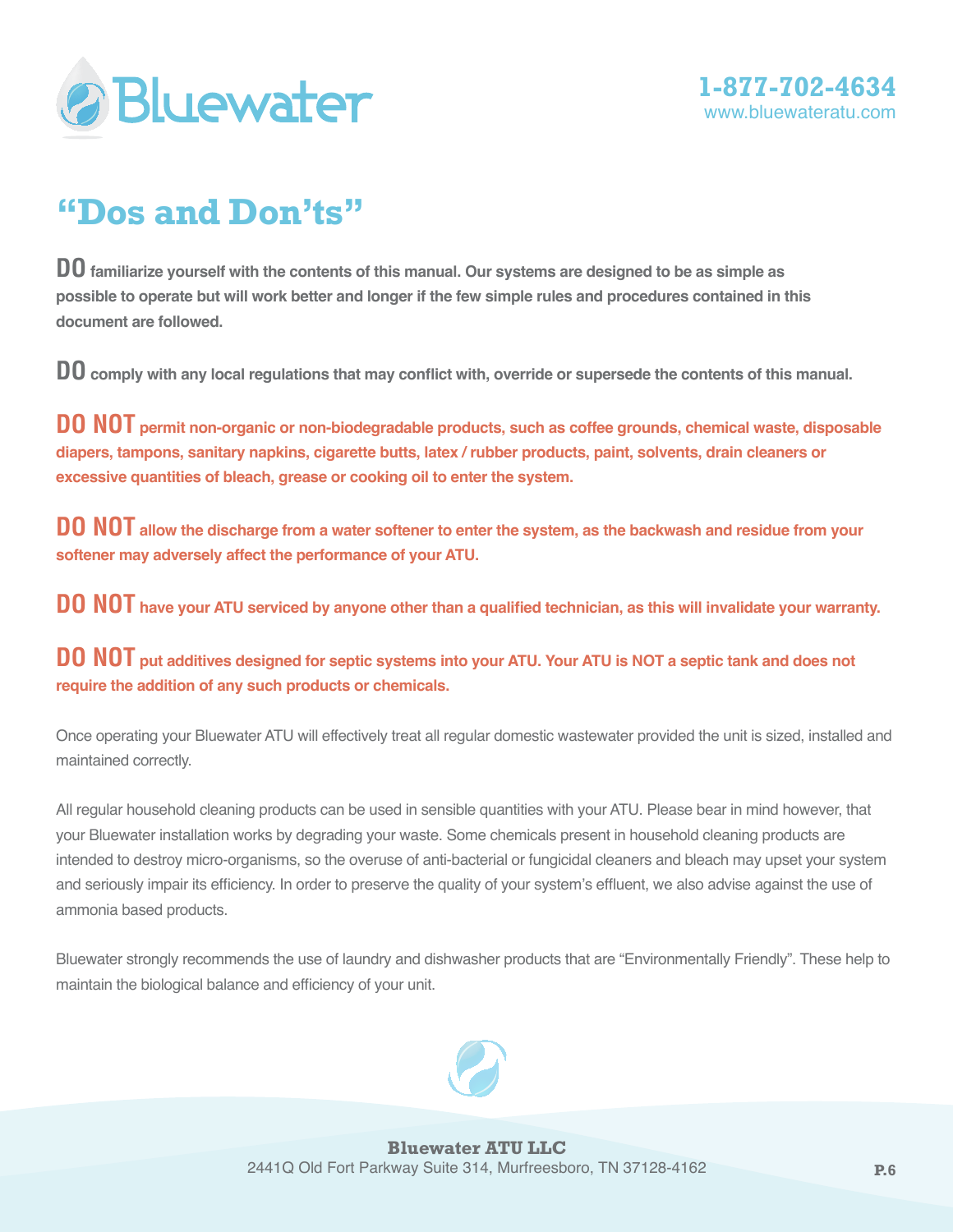# "Dos and Don'ts"

**DO** familiarize yourself with the contents of this manual. Our systems are designed to be as simple as possible to operate but will work better and longer if the few simple rules and procedures contained in this document are followed.

**DO** comply with any local regulations that may conflict with, override or supersede the contents of this manual.

**DO NOT** permit non-organic or non-biodegradable products, such as coffee grounds, chemical waste, disposable diapers, tampons, sanitary napkins, cigarette butts, latex / rubber products, paint, solvents, drain cleaners or excessive quantities of bleach, grease or cooking oil to enter the system.

**DO NOT** allow the discharge from a water softener to enter the system, as the backwash and residue from your softener may adversely affect the performance of your ATU.

**DO NOT** have your ATU serviced by anyone other than a qualified technician, as this will invalidate your warranty.

**DO NOT** put additives designed for septic systems into your ATU. Your ATU is NOT a septic tank and does not require the addition of any such products or chemicals.

Once operating your Bluewater ATU will effectively treat all regular domestic wastewater provided the unit is sized, installed and maintained correctly.

All regular household cleaning products can be used in sensible quantities with your ATU. Please bear in mind however, that your Bluewater installation works by degrading your waste. Some chemicals present in household cleaning products are intended to destroy micro-organisms, so the overuse of anti-bacterial or fungicidal cleaners and bleach may upset your system and seriously impair its efficiency. In order to preserve the quality of your system's effluent, we also advise against the use of ammonia based products.

Bluewater strongly recommends the use of laundry and dishwasher products that are "Environmentally Friendly". These help to maintain the biological balance and efficiency of your unit.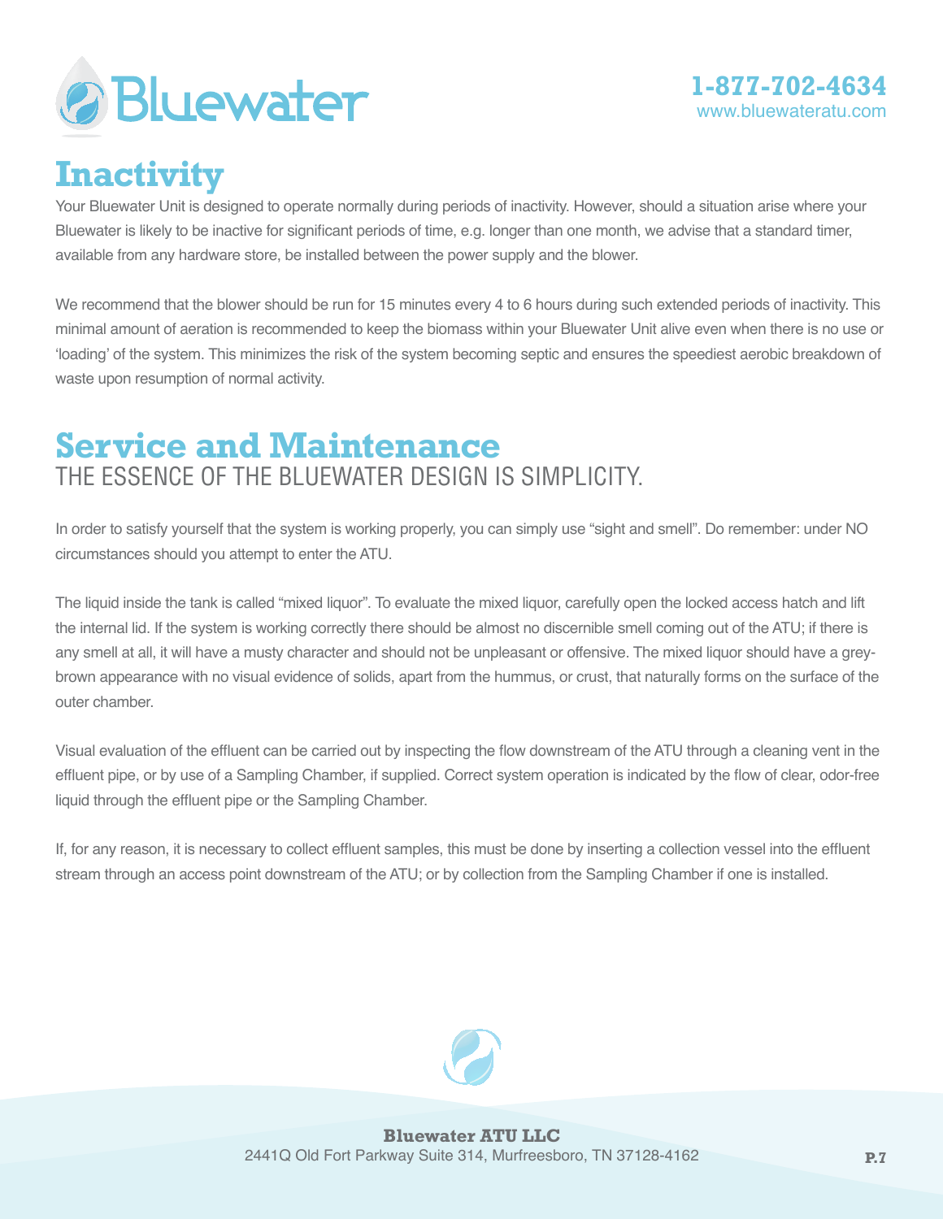# Inactivity

Your Bluewater Unit is designed to operate normally during periods of inactivity. However, should a situation arise where your Bluewater is likely to be inactive for significant periods of time, e.g. longer than one month, we advise that a standard timer, available from any hardware store, be installed between the power supply and the blower.

We recommend that the blower should be run for 15 minutes every 4 to 6 hours during such extended periods of inactivity. This minimal amount of aeration is recommended to keep the biomass within your Bluewater Unit alive even when there is no use or 'loading' of the system. This minimizes the risk of the system becoming septic and ensures the speediest aerobic breakdown of waste upon resumption of normal activity.

# Service and Maintenance

## THE ESSENCE OF THE BLUEWATER DESIGN IS SIMPLICITY.

In order to satisfy yourself that the system is working properly, you can simply use "sight and smell". Do remember: under NO circumstances should you attempt to enter the ATU.

The liquid inside the tank is called "mixed liquor". To evaluate the mixed liquor, carefully open the locked access hatch and lift the internal lid. If the system is working correctly there should be almost no discernible smell coming out of the ATU; if there is any smell at all, it will have a musty character and should not be unpleasant or offensive. The mixed liquor should have a grey-brown appearance with no visual evidence of solids, apart from the hummus, or crust, that naturally forms on the surface of the outer chamber.

Visual evaluation of the effluent can be carried out by inspecting the flow downstream of the ATU through a cleaning vent in the effluent pipe, or by use of a Sampling Chamber, if supplied. Correct system operation is indicated by the flow of clear, odor-free liquid through the effluent pipe or the Sampling Chamber.

If, for any reason, it is necessary to collect effluent samples, this must be done by inserting a collection vessel into the effluent stream through an access point downstream of the ATU; or by collection from the Sampling Chamber if one is installed.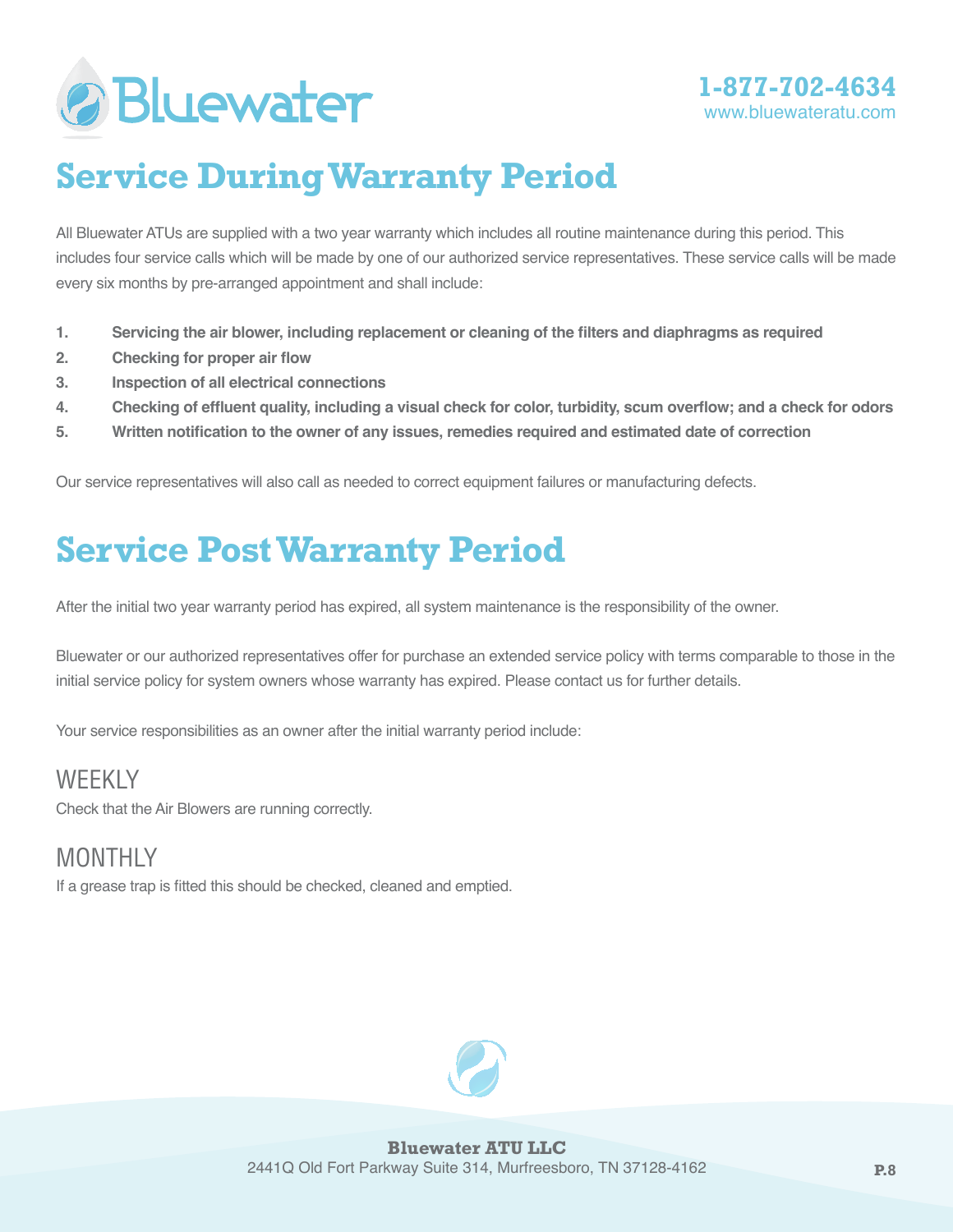# Service During Warranty Period

All Bluewater ATUs are supplied with a two year warranty which includes all routine maintenance during this period. This includes four service calls which will be made by one of our authorized service representatives. These service calls will be made every six months by pre-arranged appointment and shall include:

1. **Servicing the air blower, including replacement or cleaning of the filters and diaphragms as required**
2. **Checking for proper air flow**
3. **Inspection of all electrical connections**
4. **Checking of effluent quality, including a visual check for color, turbidity, scum overflow; and a check for odors**
5. **Written notification to the owner of any issues, remedies required and estimated date of correction**

Our service representatives will also call as needed to correct equipment failures or manufacturing defects.

# Service Post Warranty Period

After the initial two year warranty period has expired, all system maintenance is the responsibility of the owner.

Bluewater or our authorized representatives offer for purchase an extended service policy with terms comparable to those in the initial service policy for system owners whose warranty has expired. Please contact us for further details.

Your service responsibilities as an owner after the initial warranty period include:

## WEEKLY

Check that the Air Blowers are running correctly.

## MONTHLY

If a grease trap is fitted this should be checked, cleaned and emptied.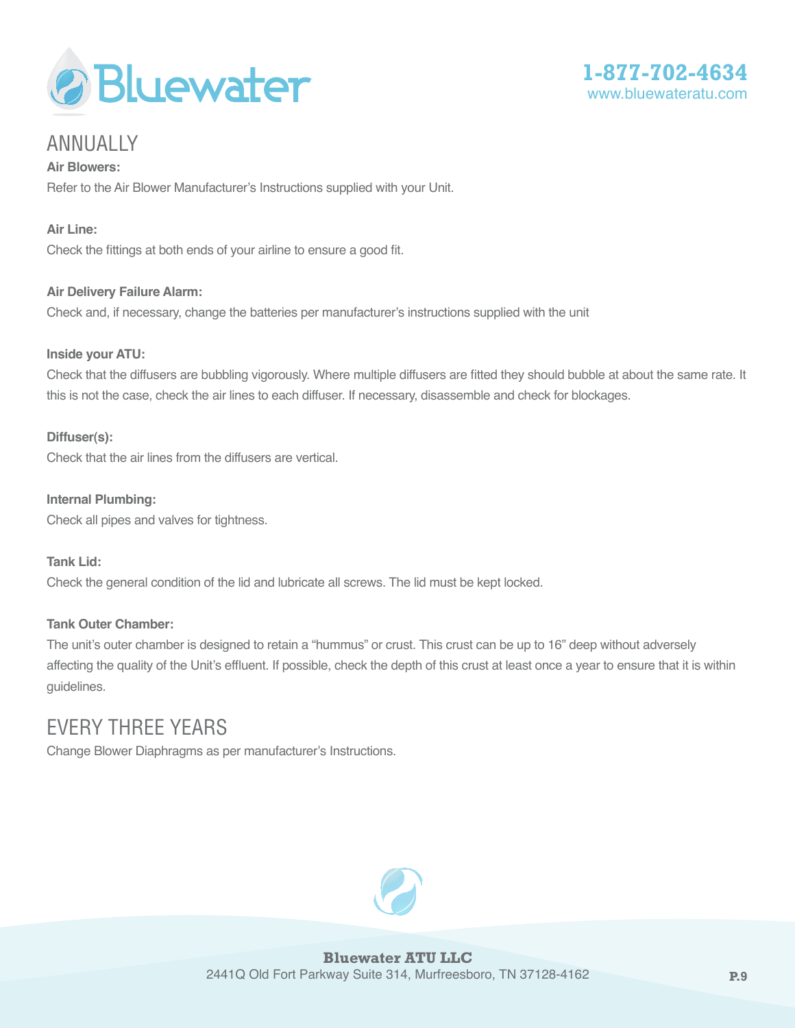## ANNUALLY

**Air Blowers:**

Refer to the Air Blower Manufacturer's Instructions supplied with your Unit.

**Air Line:**

Check the fittings at both ends of your airline to ensure a good fit.

**Air Delivery Failure Alarm:**

Check and, if necessary, change the batteries per manufacturer's instructions supplied with the unit

**Inside your ATU:**

Check that the diffusers are bubbling vigorously. Where multiple diffusers are fitted they should bubble at about the same rate. It this is not the case, check the air lines to each diffuser. If necessary, disassemble and check for blockages.

**Diffuser(s):**

Check that the air lines from the diffusers are vertical.

**Internal Plumbing:**

Check all pipes and valves for tightness.

**Tank Lid:**

Check the general condition of the lid and lubricate all screws. The lid must be kept locked.

**Tank Outer Chamber:**

The unit's outer chamber is designed to retain a "hummus" or crust. This crust can be up to 16" deep without adversely affecting the quality of the Unit's effluent. If possible, check the depth of this crust at least once a year to ensure that it is within guidelines.

## EVERY THREE YEARS

Change Blower Diaphragms as per manufacturer's Instructions.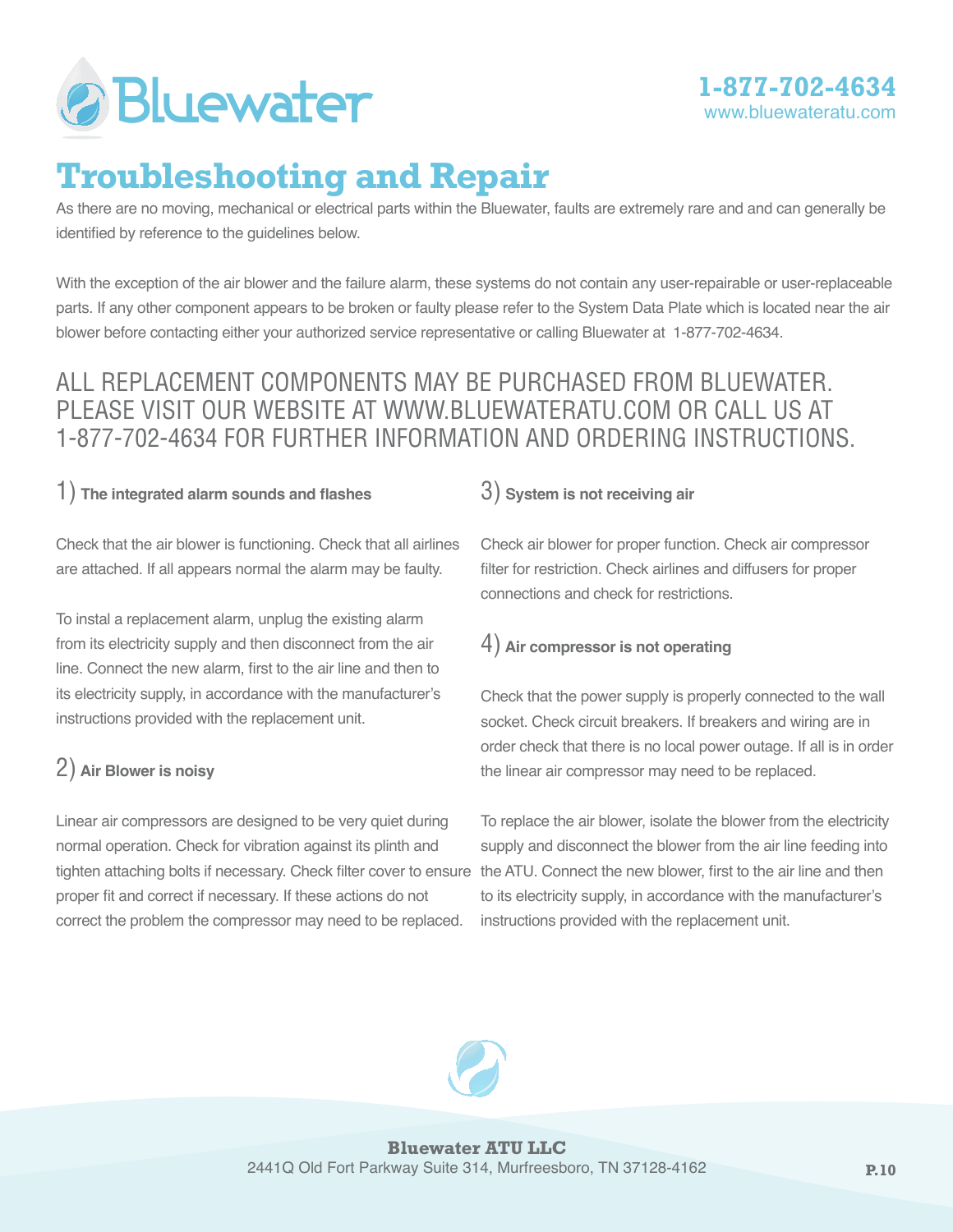# Troubleshooting and Repair

As there are no moving, mechanical or electrical parts within the Bluewater, faults are extremely rare and and can generally be identified by reference to the guidelines below.

With the exception of the air blower and the failure alarm, these systems do not contain any user-repairable or user-replaceable parts. If any other component appears to be broken or faulty please refer to the System Data Plate which is located near the air blower before contacting either your authorized service representative or calling Bluewater at 1-877-702-4634.

## ALL REPLACEMENT COMPONENTS MAY BE PURCHASED FROM BLUEWATER. PLEASE VISIT OUR WEBSITE AT WWW.BLUEWATERATU.COM OR CALL US AT 1-877-702-4634 FOR FURTHER INFORMATION AND ORDERING INSTRUCTIONS.

### 1) The integrated alarm sounds and flashes

Check that the air blower is functioning. Check that all airlines are attached. If all appears normal the alarm may be faulty.

To instal a replacement alarm, unplug the existing alarm from its electricity supply and then disconnect from the air line. Connect the new alarm, first to the air line and then to its electricity supply, in accordance with the manufacturer's instructions provided with the replacement unit.

### 2) Air Blower is noisy

Linear air compressors are designed to be very quiet during normal operation. Check for vibration against its plinth and tighten attaching bolts if necessary. Check filter cover to ensure proper fit and correct if necessary. If these actions do not correct the problem the compressor may need to be replaced.

### 3) System is not receiving air

Check air blower for proper function. Check air compressor filter for restriction. Check airlines and diffusers for proper connections and check for restrictions.

### 4) Air compressor is not operating

Check that the power supply is properly connected to the wall socket. Check circuit breakers. If breakers and wiring are in order check that there is no local power outage. If all is in order the linear air compressor may need to be replaced.

To replace the air blower, isolate the blower from the electricity supply and disconnect the blower from the air line feeding into the ATU. Connect the new blower, first to the air line and then to its electricity supply, in accordance with the manufacturer's instructions provided with the replacement unit.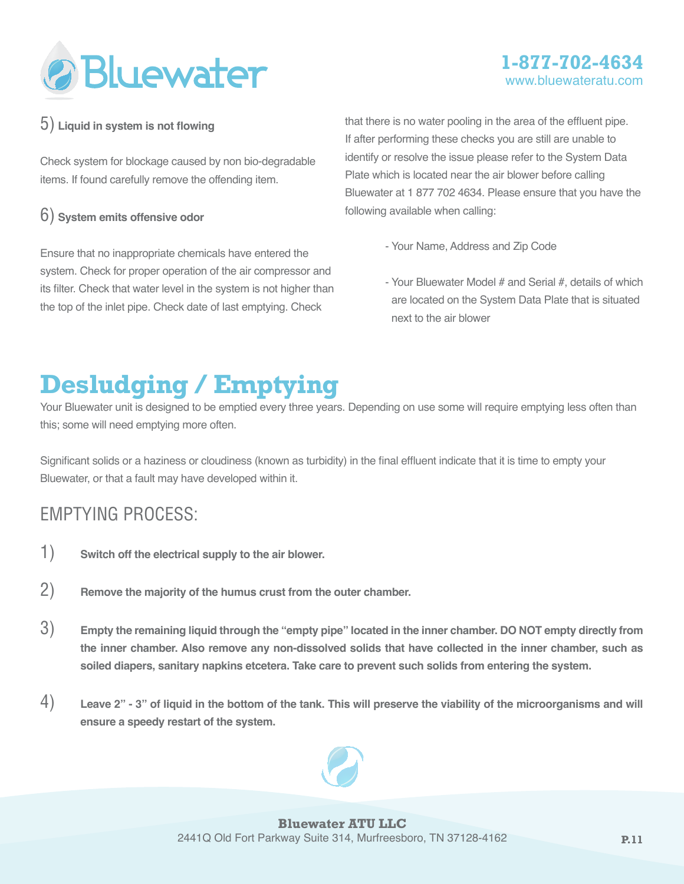5) **Liquid in system is not flowing**

Check system for blockage caused by non bio-degradable items. If found carefully remove the offending item.

6) **System emits offensive odor**

Ensure that no inappropriate chemicals have entered the system. Check for proper operation of the air compressor and its filter. Check that water level in the system is not higher than the top of the inlet pipe. Check date of last emptying. Check that there is no water pooling in the area of the effluent pipe. If after performing these checks you are still are unable to identify or resolve the issue please refer to the System Data Plate which is located near the air blower before calling Bluewater at 1 877 702 4634. Please ensure that you have the following available when calling:

- Your Name, Address and Zip Code
- Your Bluewater Model # and Serial #, details of which are located on the System Data Plate that is situated next to the air blower

# Desludging / Emptying

Your Bluewater unit is designed to be emptied every three years. Depending on use some will require emptying less often than this; some will need emptying more often.

Significant solids or a haziness or cloudiness (known as turbidity) in the final effluent indicate that it is time to empty your Bluewater, or that a fault may have developed within it.

## EMPTYING PROCESS:

1) **Switch off the electrical supply to the air blower.**

2) **Remove the majority of the humus crust from the outer chamber.**

3) **Empty the remaining liquid through the "empty pipe" located in the inner chamber. DO NOT empty directly from the inner chamber. Also remove any non-dissolved solids that have collected in the inner chamber, such as soiled diapers, sanitary napkins etcetera. Take care to prevent such solids from entering the system.**

4) **Leave 2" - 3" of liquid in the bottom of the tank. This will preserve the viability of the microorganisms and will ensure a speedy restart of the system.**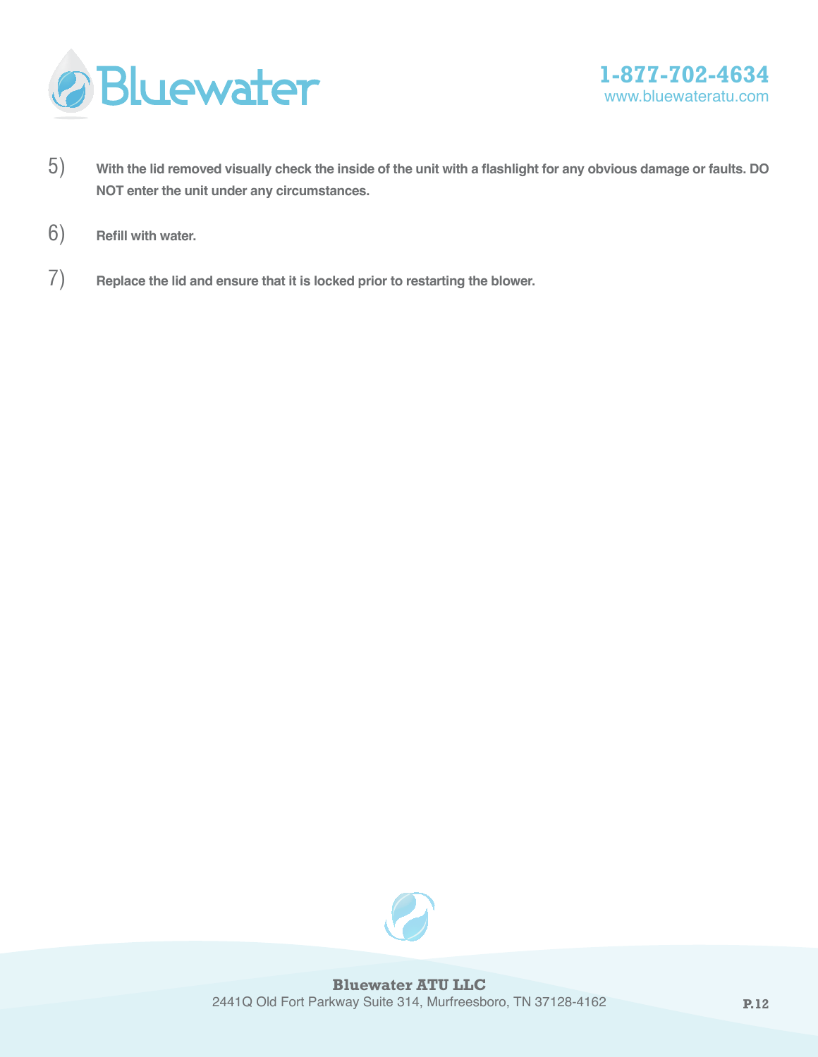5) **With the lid removed visually check the inside of the unit with a flashlight for any obvious damage or faults. DO NOT enter the unit under any circumstances.**

6) **Refill with water.**

7) **Replace the lid and ensure that it is locked prior to restarting the blower.**